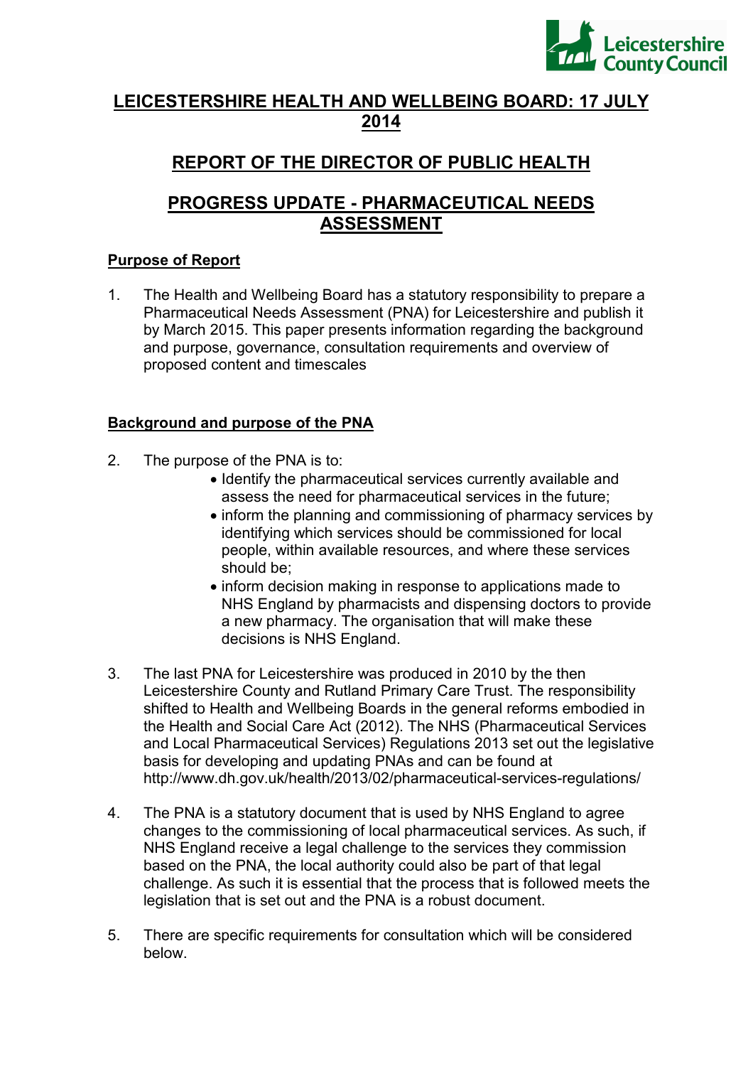# LEICESTERSHIRE HEALTH AND WELLBEING BOARD: 17 JULY 2014

## REPORT OF THE DIRECTOR OF PUBLIC HEALTH

## PROGRESS UPDATE - PHARMACEUTICAL NEEDS ASSESSMENT

### Purpose of Report

1. The Health and Wellbeing Board has a statutory responsibility to prepare a Pharmaceutical Needs Assessment (PNA) for Leicestershire and publish it by March 2015. This paper presents information regarding the background and purpose, governance, consultation requirements and overview of proposed content and timescales

### Background and purpose of the PNA

2. The purpose of the PNA is to:
   - Identify the pharmaceutical services currently available and assess the need for pharmaceutical services in the future;
   - inform the planning and commissioning of pharmacy services by identifying which services should be commissioned for local people, within available resources, and where these services should be;
   - inform decision making in response to applications made to NHS England by pharmacists and dispensing doctors to provide a new pharmacy. The organisation that will make these decisions is NHS England.

3. The last PNA for Leicestershire was produced in 2010 by the then Leicestershire County and Rutland Primary Care Trust. The responsibility shifted to Health and Wellbeing Boards in the general reforms embodied in the Health and Social Care Act (2012). The NHS (Pharmaceutical Services and Local Pharmaceutical Services) Regulations 2013 set out the legislative basis for developing and updating PNAs and can be found at http://www.dh.gov.uk/health/2013/02/pharmaceutical-services-regulations/

4. The PNA is a statutory document that is used by NHS England to agree changes to the commissioning of local pharmaceutical services. As such, if NHS England receive a legal challenge to the services they commission based on the PNA, the local authority could also be part of that legal challenge. As such it is essential that the process that is followed meets the legislation that is set out and the PNA is a robust document.

5. There are specific requirements for consultation which will be considered below.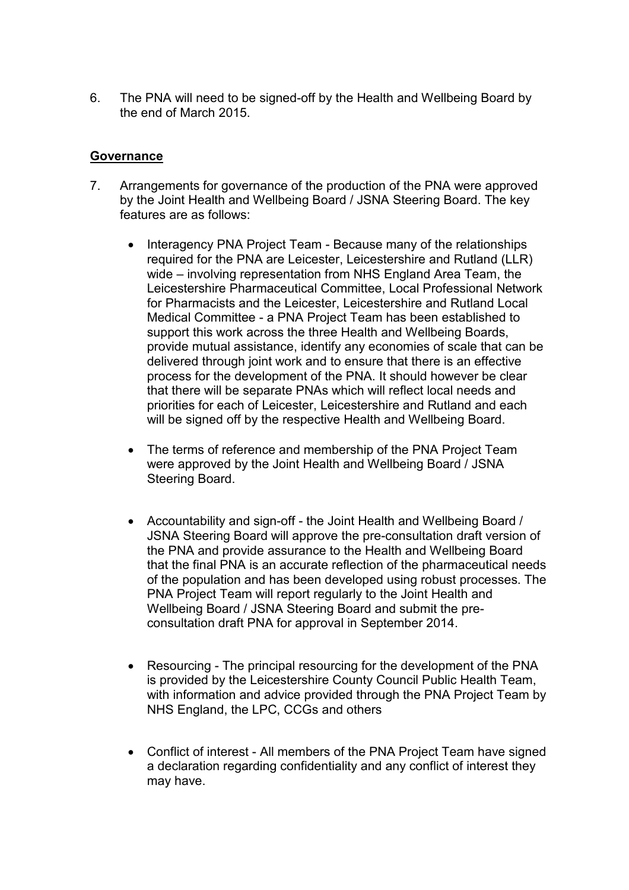6. The PNA will need to be signed-off by the Health and Wellbeing Board by the end of March 2015.

**Governance**

7. Arrangements for governance of the production of the PNA were approved by the Joint Health and Wellbeing Board / JSNA Steering Board. The key features are as follows:

   - Interagency PNA Project Team - Because many of the relationships required for the PNA are Leicester, Leicestershire and Rutland (LLR) wide – involving representation from NHS England Area Team, the Leicestershire Pharmaceutical Committee, Local Professional Network for Pharmacists and the Leicester, Leicestershire and Rutland Local Medical Committee - a PNA Project Team has been established to support this work across the three Health and Wellbeing Boards, provide mutual assistance, identify any economies of scale that can be delivered through joint work and to ensure that there is an effective process for the development of the PNA. It should however be clear that there will be separate PNAs which will reflect local needs and priorities for each of Leicester, Leicestershire and Rutland and each will be signed off by the respective Health and Wellbeing Board.

   - The terms of reference and membership of the PNA Project Team were approved by the Joint Health and Wellbeing Board / JSNA Steering Board.

   - Accountability and sign-off - the Joint Health and Wellbeing Board / JSNA Steering Board will approve the pre-consultation draft version of the PNA and provide assurance to the Health and Wellbeing Board that the final PNA is an accurate reflection of the pharmaceutical needs of the population and has been developed using robust processes. The PNA Project Team will report regularly to the Joint Health and Wellbeing Board / JSNA Steering Board and submit the pre-consultation draft PNA for approval in September 2014.

   - Resourcing - The principal resourcing for the development of the PNA is provided by the Leicestershire County Council Public Health Team, with information and advice provided through the PNA Project Team by NHS England, the LPC, CCGs and others

   - Conflict of interest - All members of the PNA Project Team have signed a declaration regarding confidentiality and any conflict of interest they may have.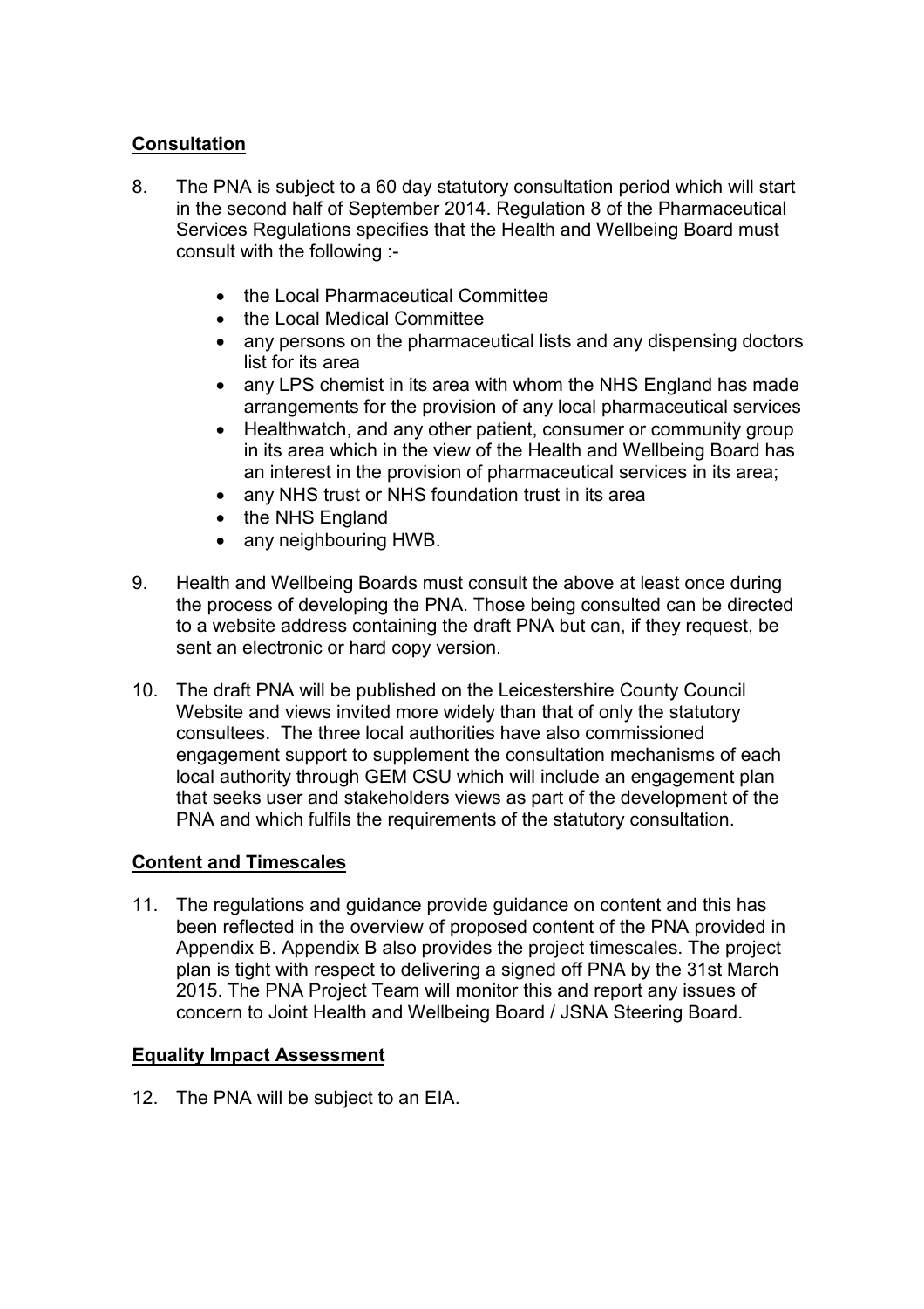## Consultation

8. The PNA is subject to a 60 day statutory consultation period which will start in the second half of September 2014. Regulation 8 of the Pharmaceutical Services Regulations specifies that the Health and Wellbeing Board must consult with the following :-

   - the Local Pharmaceutical Committee
   - the Local Medical Committee
   - any persons on the pharmaceutical lists and any dispensing doctors list for its area
   - any LPS chemist in its area with whom the NHS England has made arrangements for the provision of any local pharmaceutical services
   - Healthwatch, and any other patient, consumer or community group in its area which in the view of the Health and Wellbeing Board has an interest in the provision of pharmaceutical services in its area;
   - any NHS trust or NHS foundation trust in its area
   - the NHS England
   - any neighbouring HWB.

9. Health and Wellbeing Boards must consult the above at least once during the process of developing the PNA. Those being consulted can be directed to a website address containing the draft PNA but can, if they request, be sent an electronic or hard copy version.

10. The draft PNA will be published on the Leicestershire County Council Website and views invited more widely than that of only the statutory consultees. The three local authorities have also commissioned engagement support to supplement the consultation mechanisms of each local authority through GEM CSU which will include an engagement plan that seeks user and stakeholders views as part of the development of the PNA and which fulfils the requirements of the statutory consultation.

## Content and Timescales

11. The regulations and guidance provide guidance on content and this has been reflected in the overview of proposed content of the PNA provided in Appendix B. Appendix B also provides the project timescales. The project plan is tight with respect to delivering a signed off PNA by the 31st March 2015. The PNA Project Team will monitor this and report any issues of concern to Joint Health and Wellbeing Board / JSNA Steering Board.

## Equality Impact Assessment

12. The PNA will be subject to an EIA.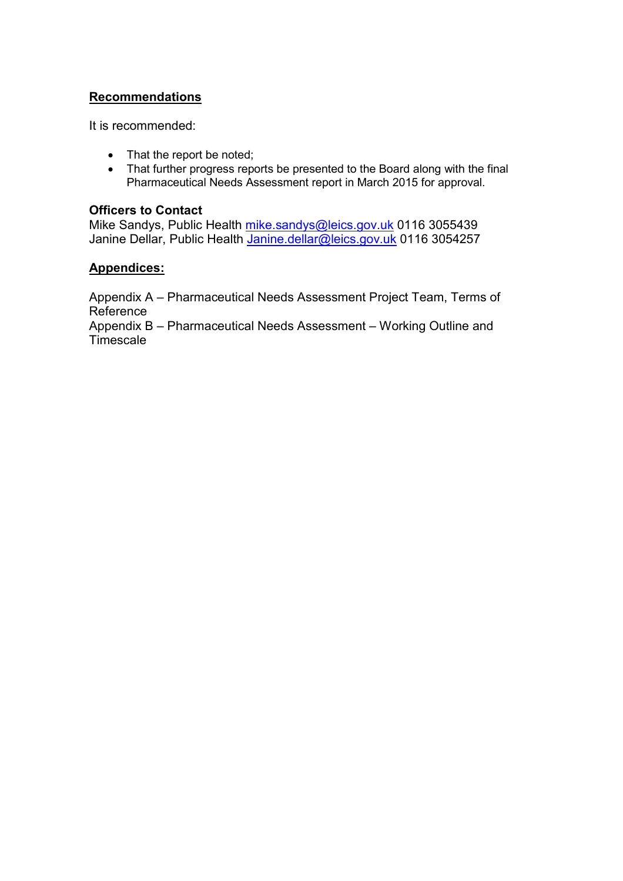## Recommendations

It is recommended:

- That the report be noted;
- That further progress reports be presented to the Board along with the final Pharmaceutical Needs Assessment report in March 2015 for approval.

**Officers to Contact**
Mike Sandys, Public Health mike.sandys@leics.gov.uk 0116 3055439
Janine Dellar, Public Health Janine.dellar@leics.gov.uk 0116 3054257

## Appendices:

Appendix A – Pharmaceutical Needs Assessment Project Team, Terms of Reference
Appendix B – Pharmaceutical Needs Assessment – Working Outline and Timescale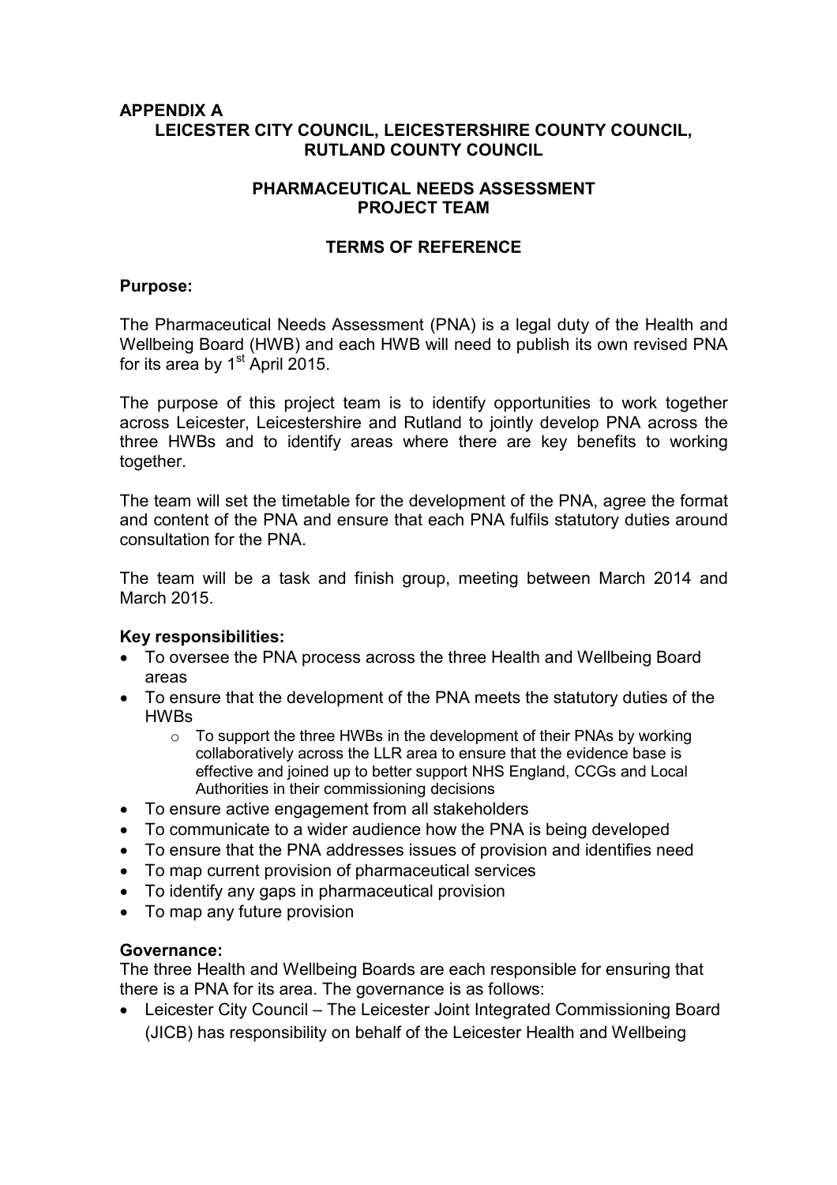**APPENDIX A**

**LEICESTER CITY COUNCIL, LEICESTERSHIRE COUNTY COUNCIL, RUTLAND COUNTY COUNCIL**

**PHARMACEUTICAL NEEDS ASSESSMENT PROJECT TEAM**

**TERMS OF REFERENCE**

**Purpose:**

The Pharmaceutical Needs Assessment (PNA) is a legal duty of the Health and Wellbeing Board (HWB) and each HWB will need to publish its own revised PNA for its area by 1st April 2015.

The purpose of this project team is to identify opportunities to work together across Leicester, Leicestershire and Rutland to jointly develop PNA across the three HWBs and to identify areas where there are key benefits to working together.

The team will set the timetable for the development of the PNA, agree the format and content of the PNA and ensure that each PNA fulfils statutory duties around consultation for the PNA.

The team will be a task and finish group, meeting between March 2014 and March 2015.

**Key responsibilities:**

- To oversee the PNA process across the three Health and Wellbeing Board areas
- To ensure that the development of the PNA meets the statutory duties of the HWBs
  - To support the three HWBs in the development of their PNAs by working collaboratively across the LLR area to ensure that the evidence base is effective and joined up to better support NHS England, CCGs and Local Authorities in their commissioning decisions
- To ensure active engagement from all stakeholders
- To communicate to a wider audience how the PNA is being developed
- To ensure that the PNA addresses issues of provision and identifies need
- To map current provision of pharmaceutical services
- To identify any gaps in pharmaceutical provision
- To map any future provision

**Governance:**

The three Health and Wellbeing Boards are each responsible for ensuring that there is a PNA for its area. The governance is as follows:

- Leicester City Council – The Leicester Joint Integrated Commissioning Board (JICB) has responsibility on behalf of the Leicester Health and Wellbeing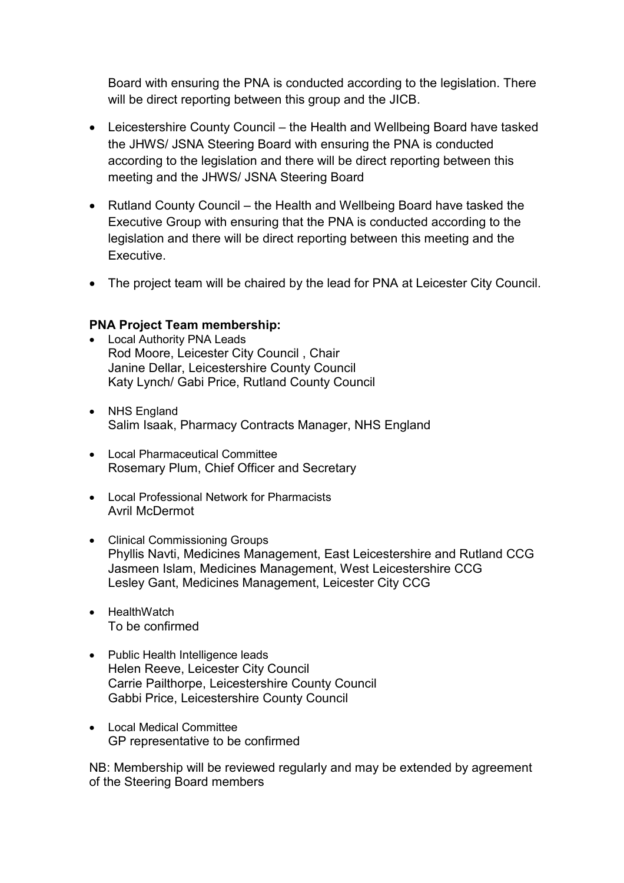Board with ensuring the PNA is conducted according to the legislation. There will be direct reporting between this group and the JICB.

- Leicestershire County Council – the Health and Wellbeing Board have tasked the JHWS/ JSNA Steering Board with ensuring the PNA is conducted according to the legislation and there will be direct reporting between this meeting and the JHWS/ JSNA Steering Board
- Rutland County Council – the Health and Wellbeing Board have tasked the Executive Group with ensuring that the PNA is conducted according to the legislation and there will be direct reporting between this meeting and the Executive.
- The project team will be chaired by the lead for PNA at Leicester City Council.

**PNA Project Team membership:**

- Local Authority PNA Leads
  Rod Moore, Leicester City Council , Chair
  Janine Dellar, Leicestershire County Council
  Katy Lynch/ Gabi Price, Rutland County Council
- NHS England
  Salim Isaak, Pharmacy Contracts Manager, NHS England
- Local Pharmaceutical Committee
  Rosemary Plum, Chief Officer and Secretary
- Local Professional Network for Pharmacists
  Avril McDermot
- Clinical Commissioning Groups
  Phyllis Navti, Medicines Management, East Leicestershire and Rutland CCG
  Jasmeen Islam, Medicines Management, West Leicestershire CCG
  Lesley Gant, Medicines Management, Leicester City CCG
- HealthWatch
  To be confirmed
- Public Health Intelligence leads
  Helen Reeve, Leicester City Council
  Carrie Pailthorpe, Leicestershire County Council
  Gabbi Price, Leicestershire County Council
- Local Medical Committee
  GP representative to be confirmed

NB: Membership will be reviewed regularly and may be extended by agreement of the Steering Board members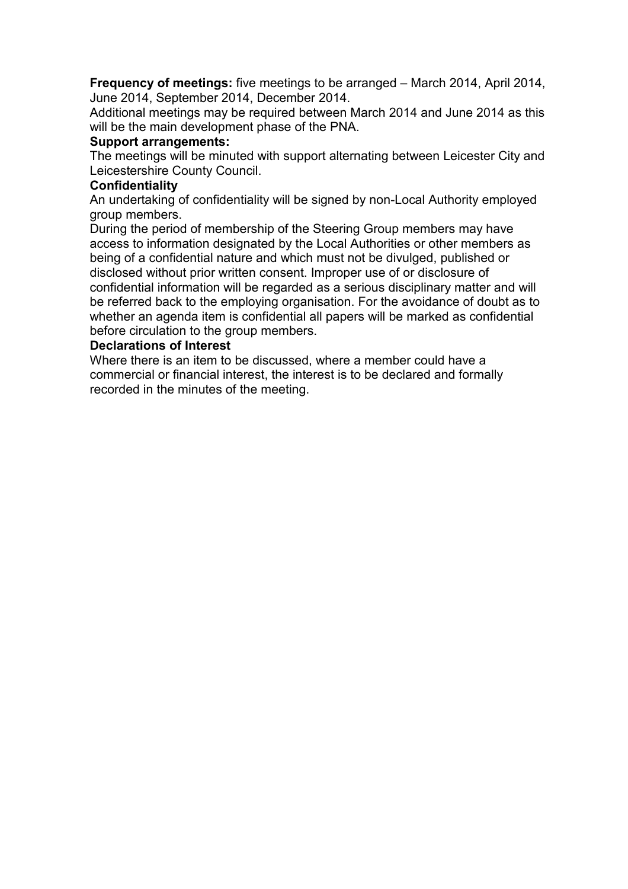**Frequency of meetings:** five meetings to be arranged – March 2014, April 2014, June 2014, September 2014, December 2014.

Additional meetings may be required between March 2014 and June 2014 as this will be the main development phase of the PNA.

**Support arrangements:**

The meetings will be minuted with support alternating between Leicester City and Leicestershire County Council.

**Confidentiality**

An undertaking of confidentiality will be signed by non-Local Authority employed group members.

During the period of membership of the Steering Group members may have access to information designated by the Local Authorities or other members as being of a confidential nature and which must not be divulged, published or disclosed without prior written consent. Improper use of or disclosure of confidential information will be regarded as a serious disciplinary matter and will be referred back to the employing organisation. For the avoidance of doubt as to whether an agenda item is confidential all papers will be marked as confidential before circulation to the group members.

**Declarations of Interest**

Where there is an item to be discussed, where a member could have a commercial or financial interest, the interest is to be declared and formally recorded in the minutes of the meeting.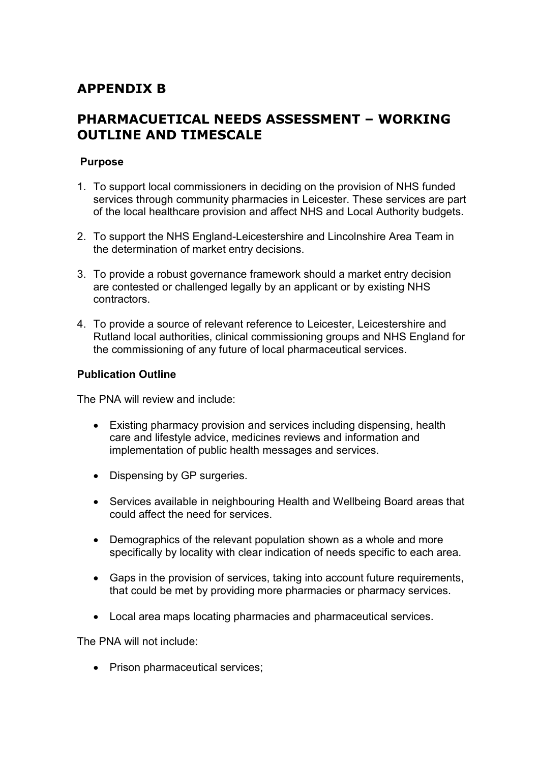## APPENDIX B

## PHARMACUETICAL NEEDS ASSESSMENT – WORKING OUTLINE AND TIMESCALE

**Purpose**

1. To support local commissioners in deciding on the provision of NHS funded services through community pharmacies in Leicester. These services are part of the local healthcare provision and affect NHS and Local Authority budgets.

2. To support the NHS England-Leicestershire and Lincolnshire Area Team in the determination of market entry decisions.

3. To provide a robust governance framework should a market entry decision are contested or challenged legally by an applicant or by existing NHS contractors.

4. To provide a source of relevant reference to Leicester, Leicestershire and Rutland local authorities, clinical commissioning groups and NHS England for the commissioning of any future of local pharmaceutical services.

**Publication Outline**

The PNA will review and include:

- Existing pharmacy provision and services including dispensing, health care and lifestyle advice, medicines reviews and information and implementation of public health messages and services.

- Dispensing by GP surgeries.

- Services available in neighbouring Health and Wellbeing Board areas that could affect the need for services.

- Demographics of the relevant population shown as a whole and more specifically by locality with clear indication of needs specific to each area.

- Gaps in the provision of services, taking into account future requirements, that could be met by providing more pharmacies or pharmacy services.

- Local area maps locating pharmacies and pharmaceutical services.

The PNA will not include:

- Prison pharmaceutical services;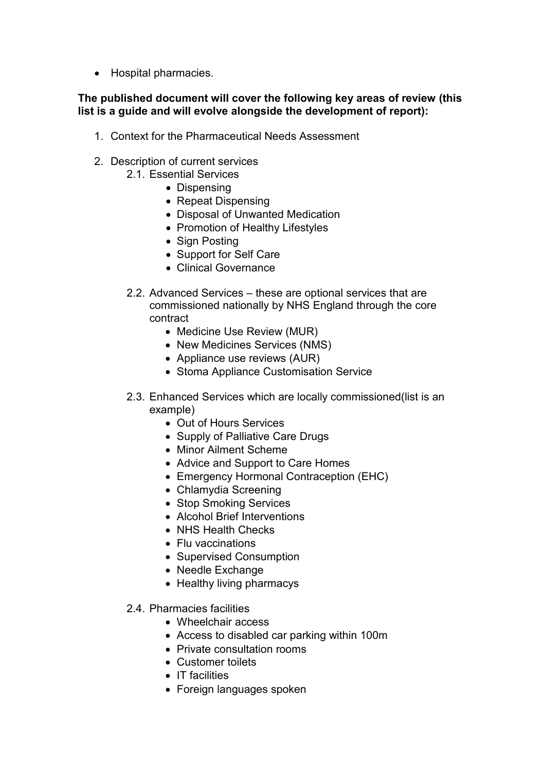- Hospital pharmacies.

**The published document will cover the following key areas of review (this list is a guide and will evolve alongside the development of report):**

1. Context for the Pharmaceutical Needs Assessment

2. Description of current services
   2.1. Essential Services
      - Dispensing
      - Repeat Dispensing
      - Disposal of Unwanted Medication
      - Promotion of Healthy Lifestyles
      - Sign Posting
      - Support for Self Care
      - Clinical Governance

   2.2. Advanced Services – these are optional services that are commissioned nationally by NHS England through the core contract
      - Medicine Use Review (MUR)
      - New Medicines Services (NMS)
      - Appliance use reviews (AUR)
      - Stoma Appliance Customisation Service

   2.3. Enhanced Services which are locally commissioned(list is an example)
      - Out of Hours Services
      - Supply of Palliative Care Drugs
      - Minor Ailment Scheme
      - Advice and Support to Care Homes
      - Emergency Hormonal Contraception (EHC)
      - Chlamydia Screening
      - Stop Smoking Services
      - Alcohol Brief Interventions
      - NHS Health Checks
      - Flu vaccinations
      - Supervised Consumption
      - Needle Exchange
      - Healthy living pharmacys

   2.4. Pharmacies facilities
      - Wheelchair access
      - Access to disabled car parking within 100m
      - Private consultation rooms
      - Customer toilets
      - IT facilities
      - Foreign languages spoken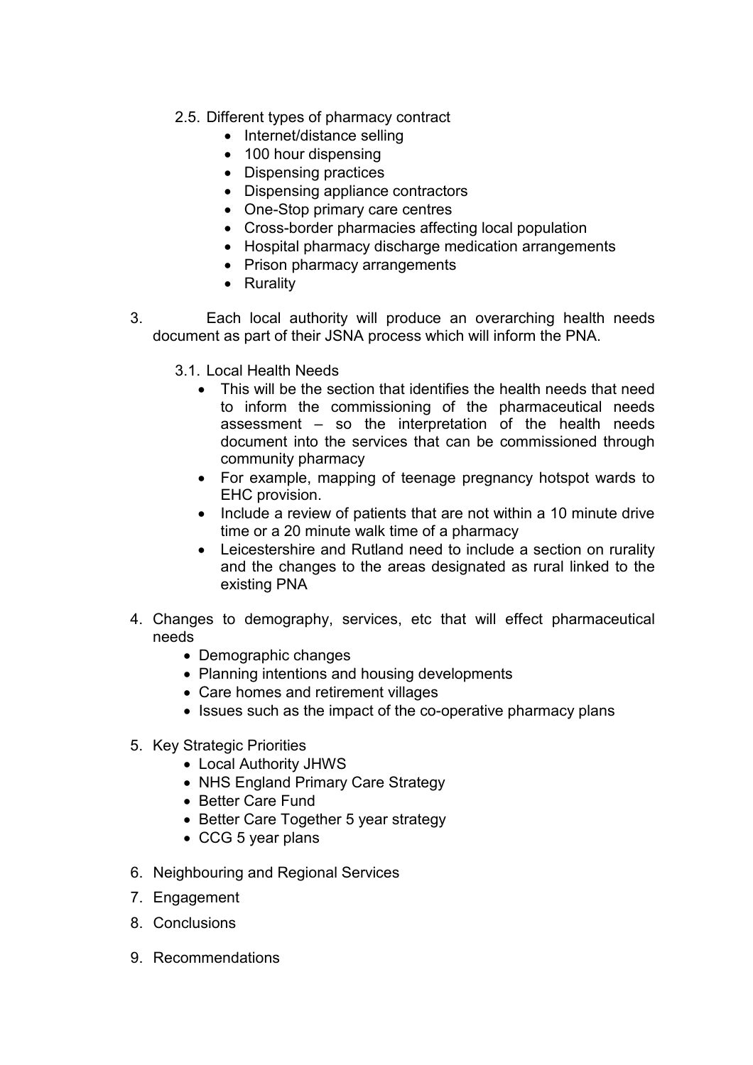2.5. Different types of pharmacy contract

- Internet/distance selling
- 100 hour dispensing
- Dispensing practices
- Dispensing appliance contractors
- One-Stop primary care centres
- Cross-border pharmacies affecting local population
- Hospital pharmacy discharge medication arrangements
- Prison pharmacy arrangements
- Rurality

3. Each local authority will produce an overarching health needs document as part of their JSNA process which will inform the PNA.

   3.1. Local Health Needs

   - This will be the section that identifies the health needs that need to inform the commissioning of the pharmaceutical needs assessment – so the interpretation of the health needs document into the services that can be commissioned through community pharmacy
   - For example, mapping of teenage pregnancy hotspot wards to EHC provision.
   - Include a review of patients that are not within a 10 minute drive time or a 20 minute walk time of a pharmacy
   - Leicestershire and Rutland need to include a section on rurality and the changes to the areas designated as rural linked to the existing PNA

4. Changes to demography, services, etc that will effect pharmaceutical needs
   - Demographic changes
   - Planning intentions and housing developments
   - Care homes and retirement villages
   - Issues such as the impact of the co-operative pharmacy plans

5. Key Strategic Priorities
   - Local Authority JHWS
   - NHS England Primary Care Strategy
   - Better Care Fund
   - Better Care Together 5 year strategy
   - CCG 5 year plans

6. Neighbouring and Regional Services
7. Engagement
8. Conclusions
9. Recommendations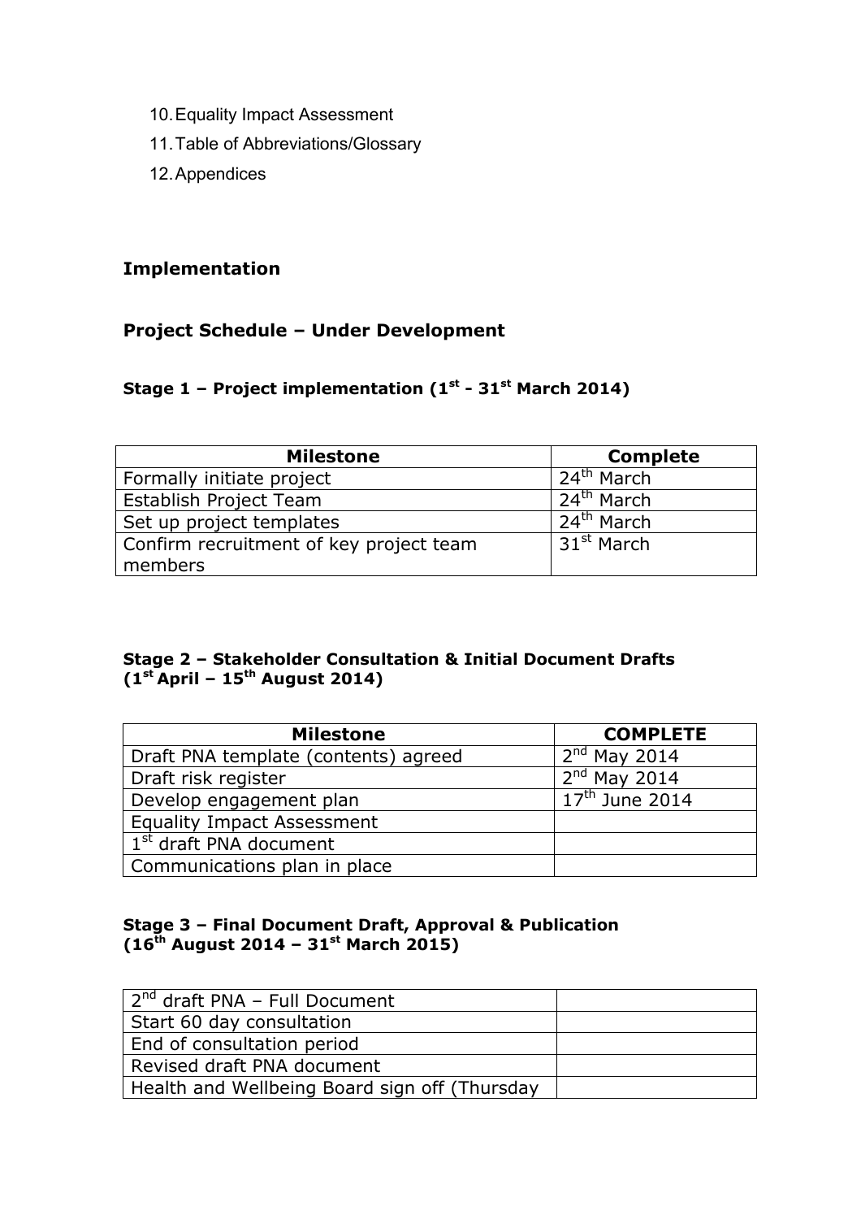10. Equality Impact Assessment
11. Table of Abbreviations/Glossary
12. Appendices

## Implementation

## Project Schedule – Under Development

### Stage 1 – Project implementation (1st - 31st March 2014)

| Milestone | Complete |
|---|---|
| Formally initiate project | 24th March |
| Establish Project Team | 24th March |
| Set up project templates | 24th March |
| Confirm recruitment of key project team members | 31st March |

### Stage 2 – Stakeholder Consultation & Initial Document Drafts (1st April – 15th August 2014)

| Milestone | COMPLETE |
|---|---|
| Draft PNA template (contents) agreed | 2nd May 2014 |
| Draft risk register | 2nd May 2014 |
| Develop engagement plan | 17th June 2014 |
| Equality Impact Assessment | |
| 1st draft PNA document | |
| Communications plan in place | |

### Stage 3 – Final Document Draft, Approval & Publication (16th August 2014 – 31st March 2015)

| | |
|---|---|
| 2nd draft PNA – Full Document | |
| Start 60 day consultation | |
| End of consultation period | |
| Revised draft PNA document | |
| Health and Wellbeing Board sign off (Thursday | |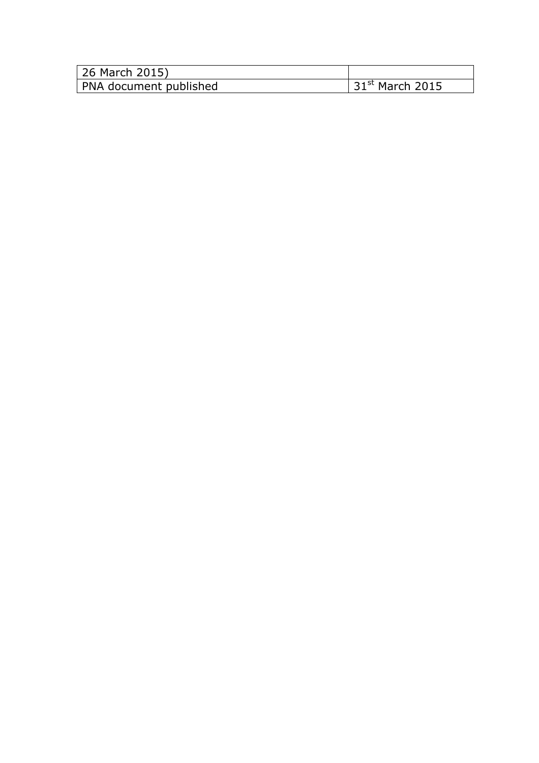| | |
|---|---|
| 26 March 2015) | |
| PNA document published | 31st March 2015 |